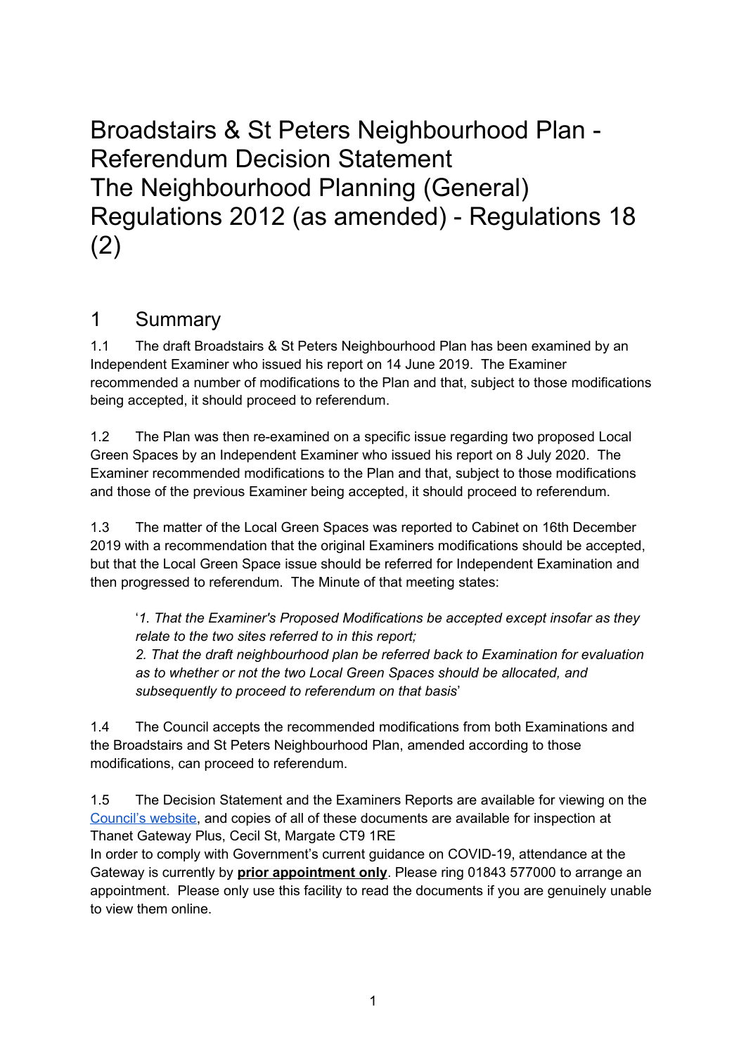# Broadstairs & St Peters Neighbourhood Plan - Referendum Decision Statement
# The Neighbourhood Planning (General) Regulations 2012 (as amended) - Regulations 18 (2)

## 1 Summary

1.1 The draft Broadstairs & St Peters Neighbourhood Plan has been examined by an Independent Examiner who issued his report on 14 June 2019. The Examiner recommended a number of modifications to the Plan and that, subject to those modifications being accepted, it should proceed to referendum.

1.2 The Plan was then re-examined on a specific issue regarding two proposed Local Green Spaces by an Independent Examiner who issued his report on 8 July 2020. The Examiner recommended modifications to the Plan and that, subject to those modifications and those of the previous Examiner being accepted, it should proceed to referendum.

1.3 The matter of the Local Green Spaces was reported to Cabinet on 16th December 2019 with a recommendation that the original Examiners modifications should be accepted, but that the Local Green Space issue should be referred for Independent Examination and then progressed to referendum. The Minute of that meeting states:

> '*1. That the Examiner's Proposed Modifications be accepted except insofar as they relate to the two sites referred to in this report;*
> *2. That the draft neighbourhood plan be referred back to Examination for evaluation as to whether or not the two Local Green Spaces should be allocated, and subsequently to proceed to referendum on that basis*'

1.4 The Council accepts the recommended modifications from both Examinations and the Broadstairs and St Peters Neighbourhood Plan, amended according to those modifications, can proceed to referendum.

1.5 The Decision Statement and the Examiners Reports are available for viewing on the Council's website, and copies of all of these documents are available for inspection at Thanet Gateway Plus, Cecil St, Margate CT9 1RE
In order to comply with Government's current guidance on COVID-19, attendance at the Gateway is currently by **prior appointment only**. Please ring 01843 577000 to arrange an appointment. Please only use this facility to read the documents if you are genuinely unable to view them online.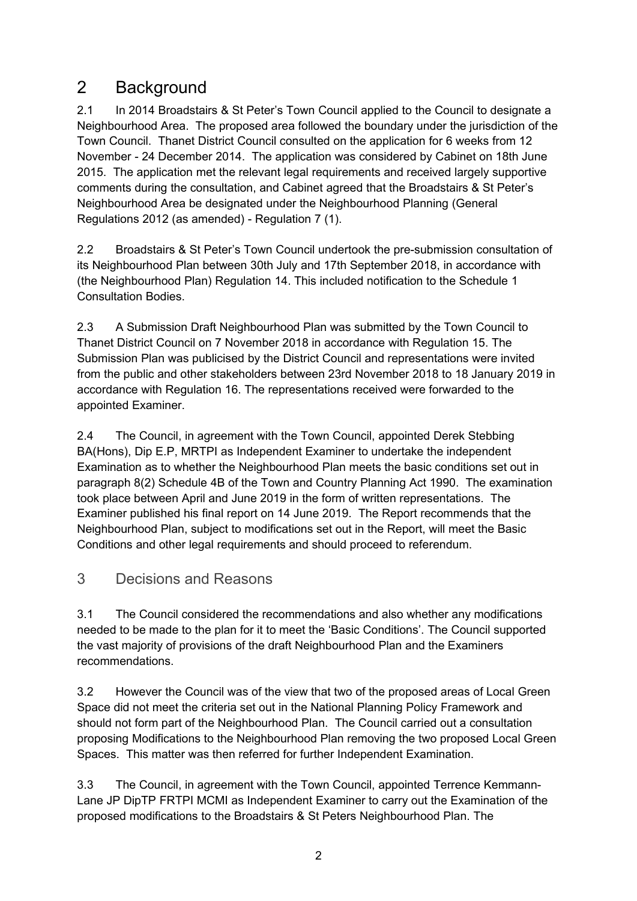## 2 Background

2.1 In 2014 Broadstairs & St Peter's Town Council applied to the Council to designate a Neighbourhood Area. The proposed area followed the boundary under the jurisdiction of the Town Council. Thanet District Council consulted on the application for 6 weeks from 12 November - 24 December 2014. The application was considered by Cabinet on 18th June 2015. The application met the relevant legal requirements and received largely supportive comments during the consultation, and Cabinet agreed that the Broadstairs & St Peter's Neighbourhood Area be designated under the Neighbourhood Planning (General Regulations 2012 (as amended) - Regulation 7 (1).

2.2 Broadstairs & St Peter's Town Council undertook the pre-submission consultation of its Neighbourhood Plan between 30th July and 17th September 2018, in accordance with (the Neighbourhood Plan) Regulation 14. This included notification to the Schedule 1 Consultation Bodies.

2.3 A Submission Draft Neighbourhood Plan was submitted by the Town Council to Thanet District Council on 7 November 2018 in accordance with Regulation 15. The Submission Plan was publicised by the District Council and representations were invited from the public and other stakeholders between 23rd November 2018 to 18 January 2019 in accordance with Regulation 16. The representations received were forwarded to the appointed Examiner.

2.4 The Council, in agreement with the Town Council, appointed Derek Stebbing BA(Hons), Dip E.P, MRTPI as Independent Examiner to undertake the independent Examination as to whether the Neighbourhood Plan meets the basic conditions set out in paragraph 8(2) Schedule 4B of the Town and Country Planning Act 1990. The examination took place between April and June 2019 in the form of written representations. The Examiner published his final report on 14 June 2019. The Report recommends that the Neighbourhood Plan, subject to modifications set out in the Report, will meet the Basic Conditions and other legal requirements and should proceed to referendum.

## 3 Decisions and Reasons

3.1 The Council considered the recommendations and also whether any modifications needed to be made to the plan for it to meet the 'Basic Conditions'. The Council supported the vast majority of provisions of the draft Neighbourhood Plan and the Examiners recommendations.

3.2 However the Council was of the view that two of the proposed areas of Local Green Space did not meet the criteria set out in the National Planning Policy Framework and should not form part of the Neighbourhood Plan. The Council carried out a consultation proposing Modifications to the Neighbourhood Plan removing the two proposed Local Green Spaces. This matter was then referred for further Independent Examination.

3.3 The Council, in agreement with the Town Council, appointed Terrence Kemmann-Lane JP DipTP FRTPI MCMI as Independent Examiner to carry out the Examination of the proposed modifications to the Broadstairs & St Peters Neighbourhood Plan. The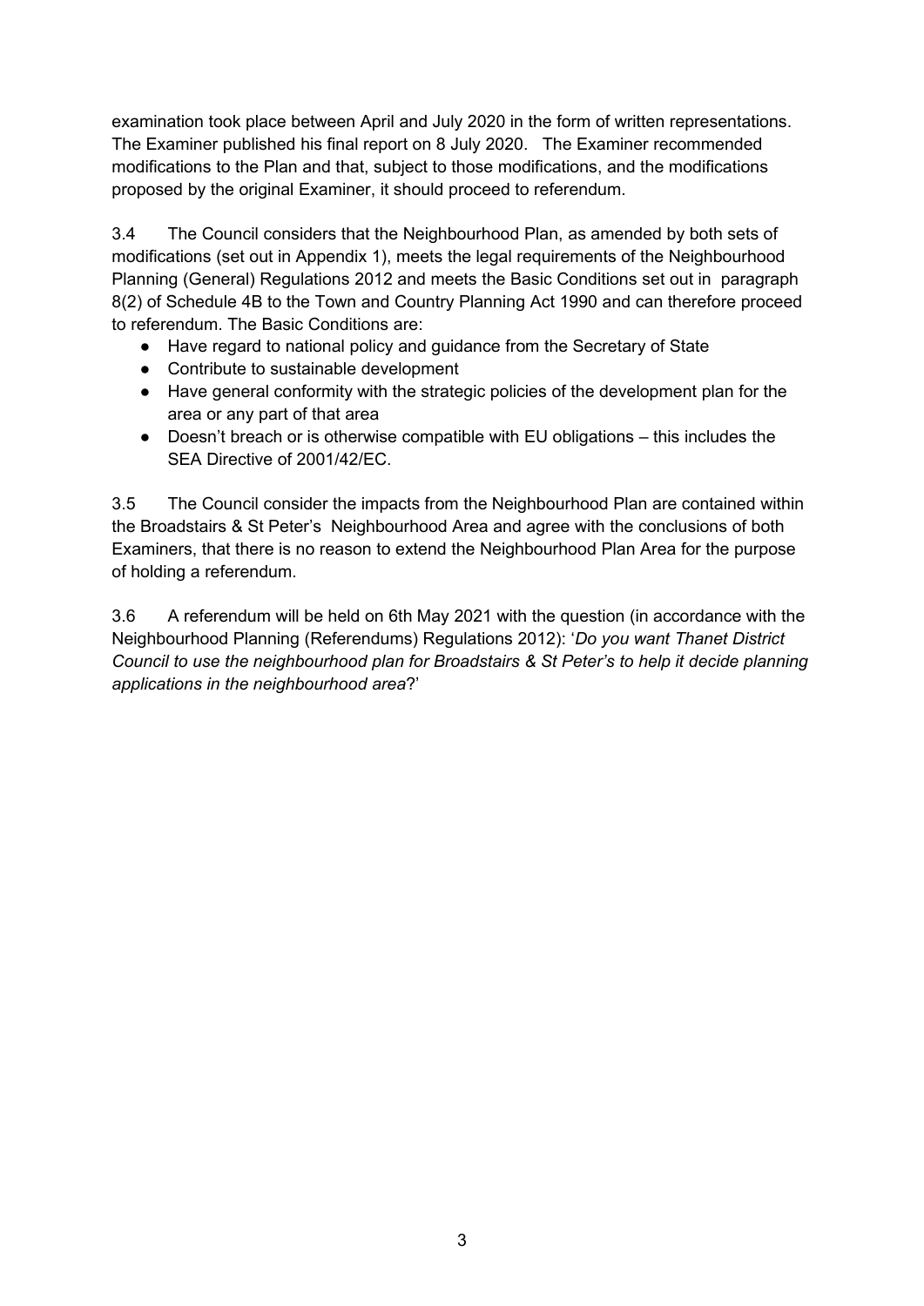examination took place between April and July 2020 in the form of written representations. The Examiner published his final report on 8 July 2020. The Examiner recommended modifications to the Plan and that, subject to those modifications, and the modifications proposed by the original Examiner, it should proceed to referendum.

3.4 The Council considers that the Neighbourhood Plan, as amended by both sets of modifications (set out in Appendix 1), meets the legal requirements of the Neighbourhood Planning (General) Regulations 2012 and meets the Basic Conditions set out in paragraph 8(2) of Schedule 4B to the Town and Country Planning Act 1990 and can therefore proceed to referendum. The Basic Conditions are:

- Have regard to national policy and guidance from the Secretary of State
- Contribute to sustainable development
- Have general conformity with the strategic policies of the development plan for the area or any part of that area
- Doesn't breach or is otherwise compatible with EU obligations – this includes the SEA Directive of 2001/42/EC.

3.5 The Council consider the impacts from the Neighbourhood Plan are contained within the Broadstairs & St Peter's Neighbourhood Area and agree with the conclusions of both Examiners, that there is no reason to extend the Neighbourhood Plan Area for the purpose of holding a referendum.

3.6 A referendum will be held on 6th May 2021 with the question (in accordance with the Neighbourhood Planning (Referendums) Regulations 2012): '*Do you want Thanet District Council to use the neighbourhood plan for Broadstairs & St Peter's to help it decide planning applications in the neighbourhood area*?'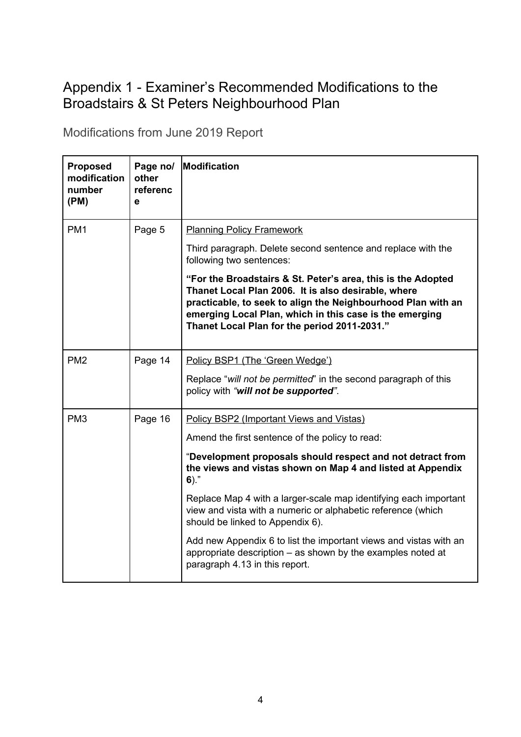# Appendix 1 - Examiner's Recommended Modifications to the Broadstairs & St Peters Neighbourhood Plan

## Modifications from June 2019 Report

| **Proposed modification number (PM)** | **Page no/ other reference** | **Modification** |
|---|---|---|
| PM1 | Page 5 | Planning Policy Framework<br><br>Third paragraph. Delete second sentence and replace with the following two sentences:<br><br>**"For the Broadstairs & St. Peter's area, this is the Adopted Thanet Local Plan 2006. It is also desirable, where practicable, to seek to align the Neighbourhood Plan with an emerging Local Plan, which in this case is the emerging Thanet Local Plan for the period 2011-2031."** |
| PM2 | Page 14 | Policy BSP1 (The 'Green Wedge')<br><br>Replace "*will not be permitted*" in the second paragraph of this policy with ***"will not be supported"***. |
| PM3 | Page 16 | Policy BSP2 (Important Views and Vistas)<br><br>Amend the first sentence of the policy to read:<br><br>"**Development proposals should respect and not detract from the views and vistas shown on Map 4 and listed at Appendix 6**)."<br><br>Replace Map 4 with a larger-scale map identifying each important view and vista with a numeric or alphabetic reference (which should be linked to Appendix 6).<br><br>Add new Appendix 6 to list the important views and vistas with an appropriate description – as shown by the examples noted at paragraph 4.13 in this report. |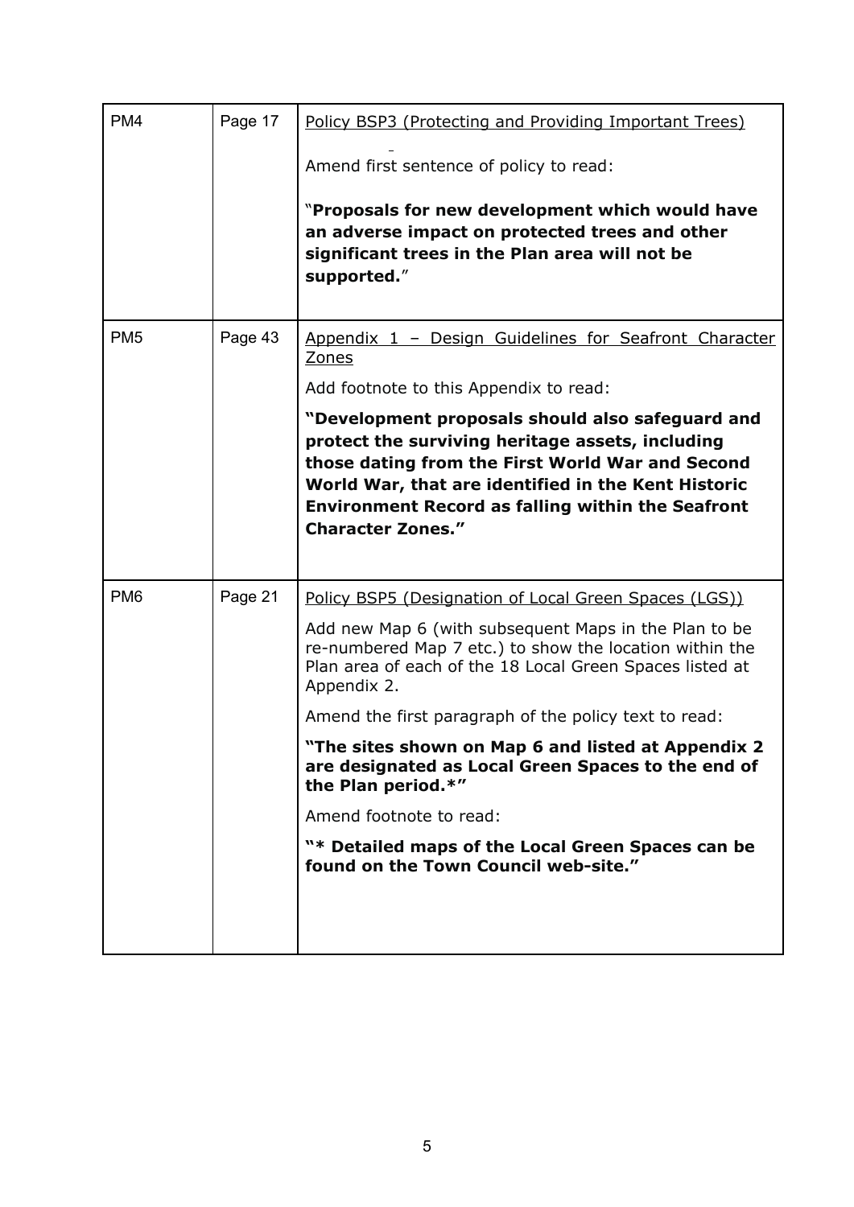| | | |
|---|---|---|
| PM4 | Page 17 | Policy BSP3 (Protecting and Providing Important Trees)<br><br>Amend first sentence of policy to read:<br><br>"**Proposals for new development which would have an adverse impact on protected trees and other significant trees in the Plan area will not be supported.**" |
| PM5 | Page 43 | Appendix 1 – Design Guidelines for Seafront Character Zones<br><br>Add footnote to this Appendix to read:<br><br>**"Development proposals should also safeguard and protect the surviving heritage assets, including those dating from the First World War and Second World War, that are identified in the Kent Historic Environment Record as falling within the Seafront Character Zones."** |
| PM6 | Page 21 | Policy BSP5 (Designation of Local Green Spaces (LGS))<br><br>Add new Map 6 (with subsequent Maps in the Plan to be re-numbered Map 7 etc.) to show the location within the Plan area of each of the 18 Local Green Spaces listed at Appendix 2.<br><br>Amend the first paragraph of the policy text to read:<br><br>**"The sites shown on Map 6 and listed at Appendix 2 are designated as Local Green Spaces to the end of the Plan period.*"**<br><br>Amend footnote to read:<br><br>**"* Detailed maps of the Local Green Spaces can be found on the Town Council web-site."** |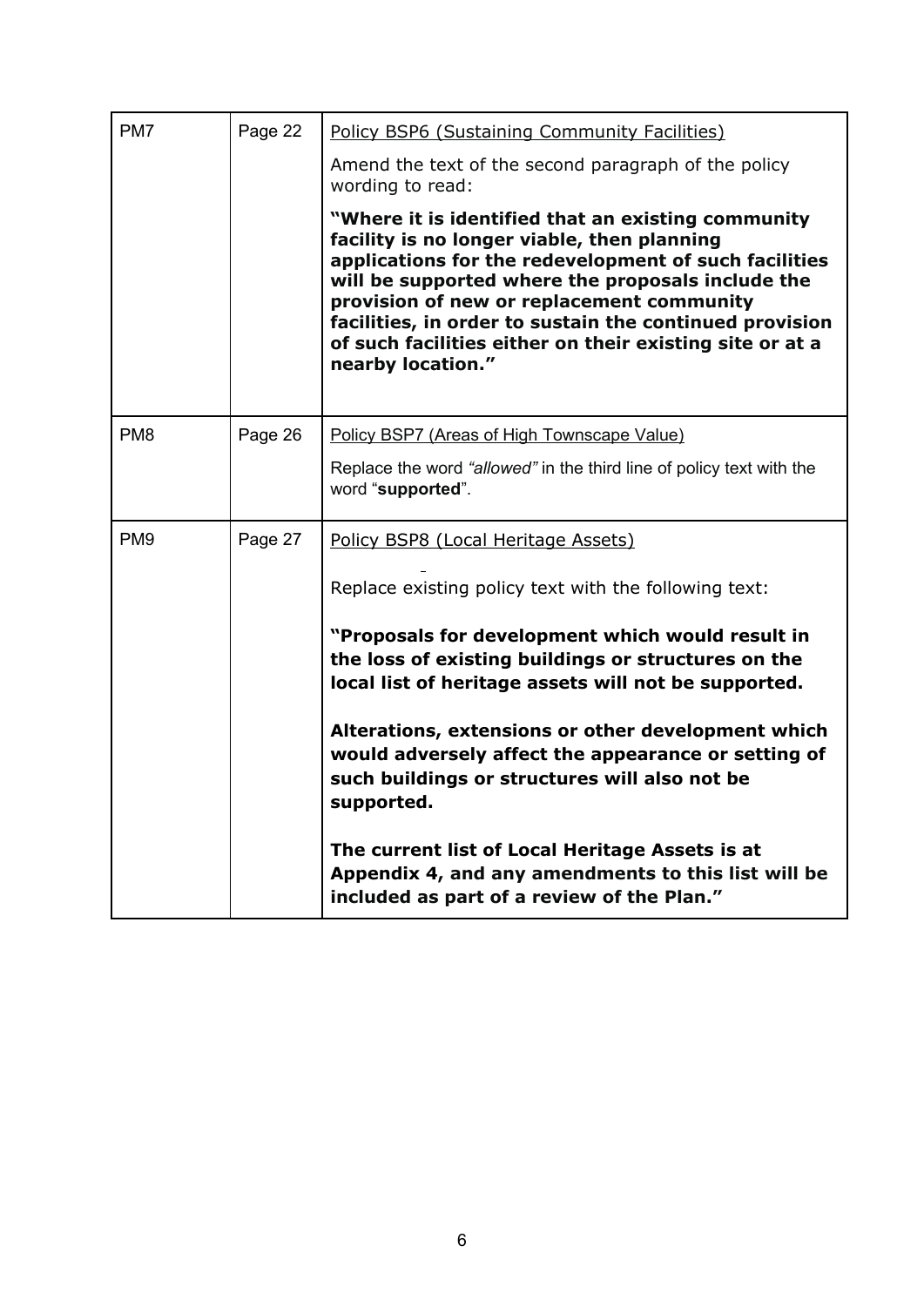| | | |
|---|---|---|
| PM7 | Page 22 | Policy BSP6 (Sustaining Community Facilities)<br><br>Amend the text of the second paragraph of the policy wording to read:<br><br>**"Where it is identified that an existing community facility is no longer viable, then planning applications for the redevelopment of such facilities will be supported where the proposals include the provision of new or replacement community facilities, in order to sustain the continued provision of such facilities either on their existing site or at a nearby location."** |
| PM8 | Page 26 | Policy BSP7 (Areas of High Townscape Value)<br><br>Replace the word *"allowed"* in the third line of policy text with the word "**supported**". |
| PM9 | Page 27 | Policy BSP8 (Local Heritage Assets)<br><br>Replace existing policy text with the following text:<br><br>**"Proposals for development which would result in the loss of existing buildings or structures on the local list of heritage assets will not be supported.**<br><br>**Alterations, extensions or other development which would adversely affect the appearance or setting of such buildings or structures will also not be supported.**<br><br>**The current list of Local Heritage Assets is at Appendix 4, and any amendments to this list will be included as part of a review of the Plan."** |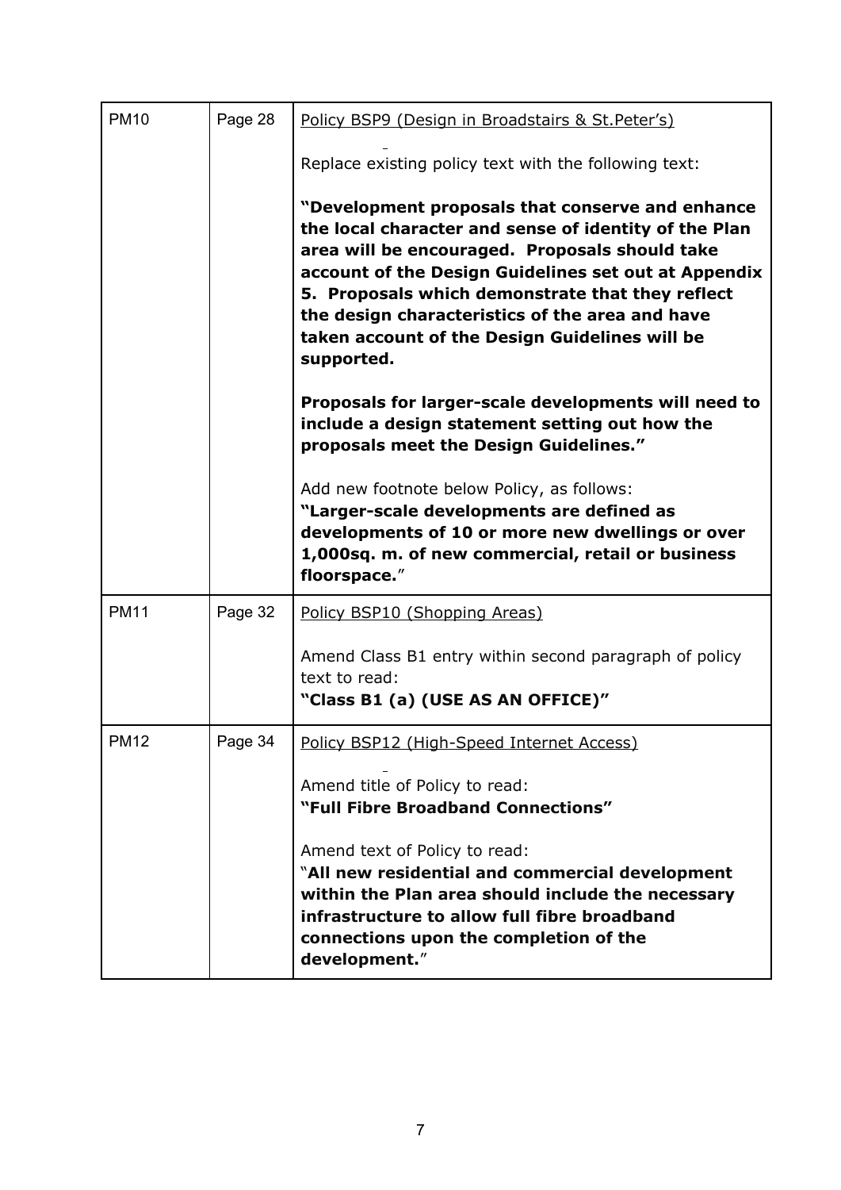| | | |
|---|---|---|
| PM10 | Page 28 | <u>Policy BSP9 (Design in Broadstairs & St.Peter's)</u><br><br>Replace existing policy text with the following text:<br><br>**"Development proposals that conserve and enhance the local character and sense of identity of the Plan area will be encouraged. Proposals should take account of the Design Guidelines set out at Appendix 5. Proposals which demonstrate that they reflect the design characteristics of the area and have taken account of the Design Guidelines will be supported.**<br><br>**Proposals for larger-scale developments will need to include a design statement setting out how the proposals meet the Design Guidelines."**<br><br>Add new footnote below Policy, as follows:<br>**"Larger-scale developments are defined as developments of 10 or more new dwellings or over 1,000sq. m. of new commercial, retail or business floorspace.**" |
| PM11 | Page 32 | <u>Policy BSP10 (Shopping Areas)</u><br><br>Amend Class B1 entry within second paragraph of policy text to read:<br>**"Class B1 (a) (USE AS AN OFFICE)"** |
| PM12 | Page 34 | <u>Policy BSP12 (High-Speed Internet Access)</u><br><br>Amend title of Policy to read:<br>**"Full Fibre Broadband Connections"**<br><br>Amend text of Policy to read:<br>"**All new residential and commercial development within the Plan area should include the necessary infrastructure to allow full fibre broadband connections upon the completion of the development.**" |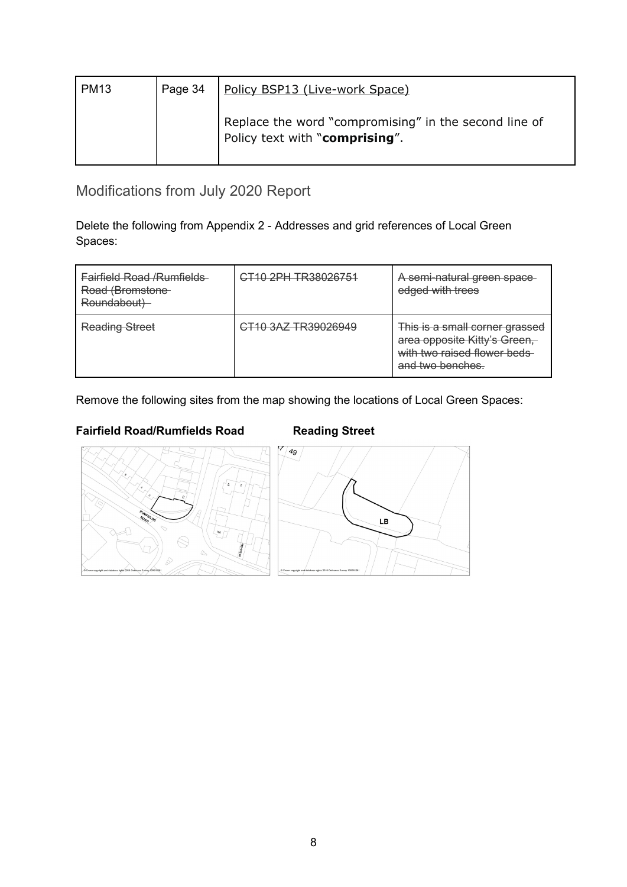| | | |
|---|---|---|
| PM13 | Page 34 | <u>Policy BSP13 (Live-work Space)</u><br><br>Replace the word "compromising" in the second line of Policy text with "**comprising**". |

## Modifications from July 2020 Report

Delete the following from Appendix 2 - Addresses and grid references of Local Green Spaces:

| | | |
|---|---|---|
| ~~Fairfield Road /Rumfields Road (Bromstone Roundabout)~~ | ~~CT10 2PH TR38026751~~ | ~~A semi-natural green space edged with trees~~ |
| ~~Reading Street~~ | ~~CT10 3AZ TR39026949~~ | ~~This is a small corner grassed area opposite Kitty's Green, with two raised flower beds and two benches.~~ |

Remove the following sites from the map showing the locations of Local Green Spaces:

**Fairfield Road/Rumfields Road**

RUMFIELDS ROAD

© Crown copyright and database rights 2018 Ordnance Survey 100018261

**Reading Street**

49

LB

© Crown copyright and database rights 2018 Ordnance Survey 100018261